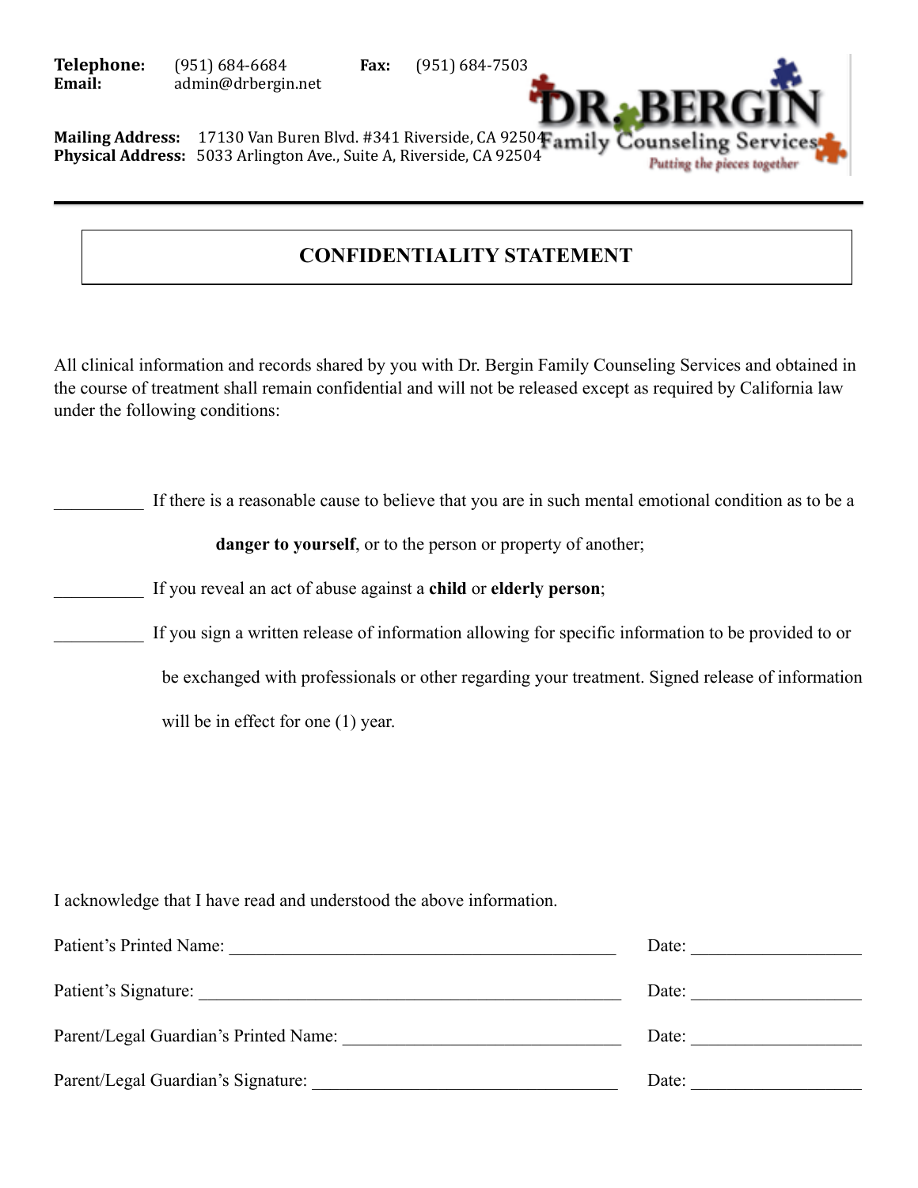**Telephone:** (951) 684-6684 **Fax:** (951) 684-7503
**Email:** admin@drbergin.net

**Mailing Address:** 17130 Van Buren Blvd. #341 Riverside, CA 92504
**Physical Address:** 5033 Arlington Ave., Suite A, Riverside, CA 92504

DR. BERGIN Family Counseling Services
*Putting the pieces together*

---

# CONFIDENTIALITY STATEMENT

All clinical information and records shared by you with Dr. Bergin Family Counseling Services and obtained in the course of treatment shall remain confidential and will not be released except as required by California law under the following conditions:

__________ If there is a reasonable cause to believe that you are in such mental emotional condition as to be a **danger to yourself**, or to the person or property of another;

__________ If you reveal an act of abuse against a **child** or **elderly person**;

__________ If you sign a written release of information allowing for specific information to be provided to or be exchanged with professionals or other regarding your treatment. Signed release of information will be in effect for one (1) year.

I acknowledge that I have read and understood the above information.

Patient's Printed Name: ____________________________________________ Date: ___________________

Patient's Signature: ________________________________________________ Date: ___________________

Parent/Legal Guardian's Printed Name: ________________________________ Date: ___________________

Parent/Legal Guardian's Signature: ___________________________________ Date: ___________________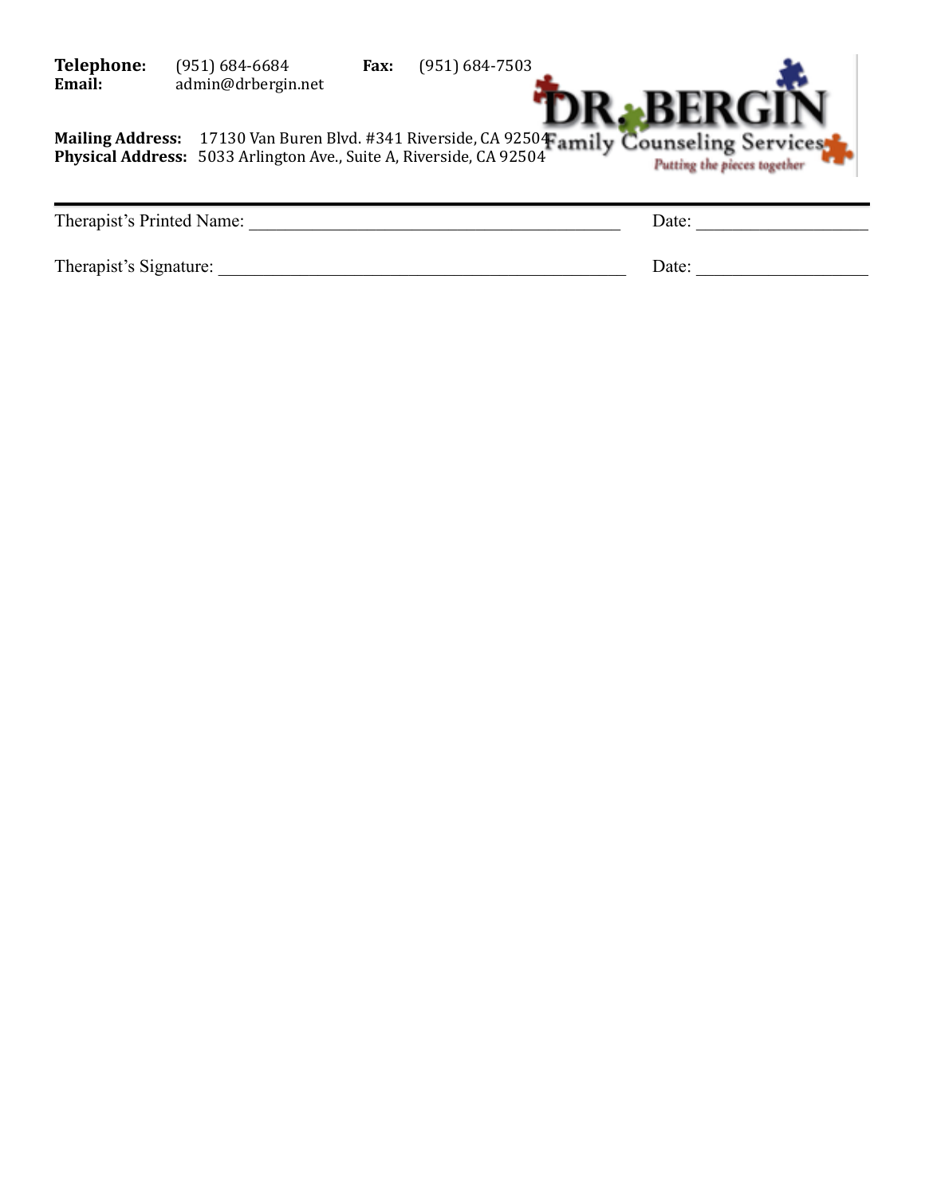**Telephone:** (951) 684-6684 **Fax:** (951) 684-7503
**Email:** admin@drbergin.net

**Mailing Address:** 17130 Van Buren Blvd. #341 Riverside, CA 92504
**Physical Address:** 5033 Arlington Ave., Suite A, Riverside, CA 92504

DR. BERGIN
Family Counseling Services
*Putting the pieces together*

---

Therapist's Printed Name: ___________________________________________ Date: ___________________

Therapist's Signature: ______________________________________________ Date: ___________________